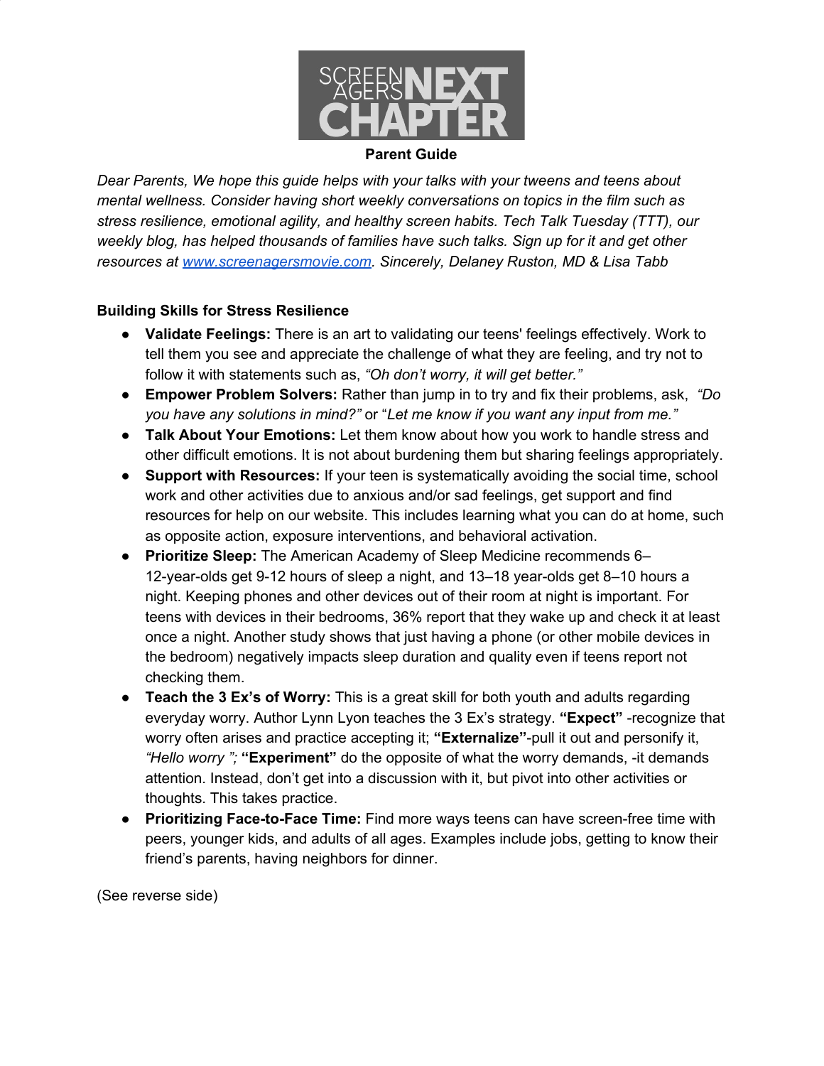# SCREENAGERS NEXT CHAPTER

**Parent Guide**

*Dear Parents, We hope this guide helps with your talks with your tweens and teens about mental wellness. Consider having short weekly conversations on topics in the film such as stress resilience, emotional agility, and healthy screen habits. Tech Talk Tuesday (TTT), our weekly blog, has helped thousands of families have such talks. Sign up for it and get other resources at [www.screenagersmovie.com](http://www.screenagersmovie.com). Sincerely, Delaney Ruston, MD & Lisa Tabb*

**Building Skills for Stress Resilience**

- **Validate Feelings:** There is an art to validating our teens' feelings effectively. Work to tell them you see and appreciate the challenge of what they are feeling, and try not to follow it with statements such as, *"Oh don't worry, it will get better."*
- **Empower Problem Solvers:** Rather than jump in to try and fix their problems, ask, *"Do you have any solutions in mind?"* or "*Let me know if you want any input from me."*
- **Talk About Your Emotions:** Let them know about how you work to handle stress and other difficult emotions. It is not about burdening them but sharing feelings appropriately.
- **Support with Resources:** If your teen is systematically avoiding the social time, school work and other activities due to anxious and/or sad feelings, get support and find resources for help on our website. This includes learning what you can do at home, such as opposite action, exposure interventions, and behavioral activation.
- **Prioritize Sleep:** The American Academy of Sleep Medicine recommends 6–12-year-olds get 9-12 hours of sleep a night, and 13–18 year-olds get 8–10 hours a night. Keeping phones and other devices out of their room at night is important. For teens with devices in their bedrooms, 36% report that they wake up and check it at least once a night. Another study shows that just having a phone (or other mobile devices in the bedroom) negatively impacts sleep duration and quality even if teens report not checking them.
- **Teach the 3 Ex's of Worry:** This is a great skill for both youth and adults regarding everyday worry. Author Lynn Lyon teaches the 3 Ex's strategy. **"Expect"** -recognize that worry often arises and practice accepting it; **"Externalize"**-pull it out and personify it, *"Hello worry ";* **"Experiment"** do the opposite of what the worry demands, -it demands attention. Instead, don't get into a discussion with it, but pivot into other activities or thoughts. This takes practice.
- **Prioritizing Face-to-Face Time:** Find more ways teens can have screen-free time with peers, younger kids, and adults of all ages. Examples include jobs, getting to know their friend's parents, having neighbors for dinner.

(See reverse side)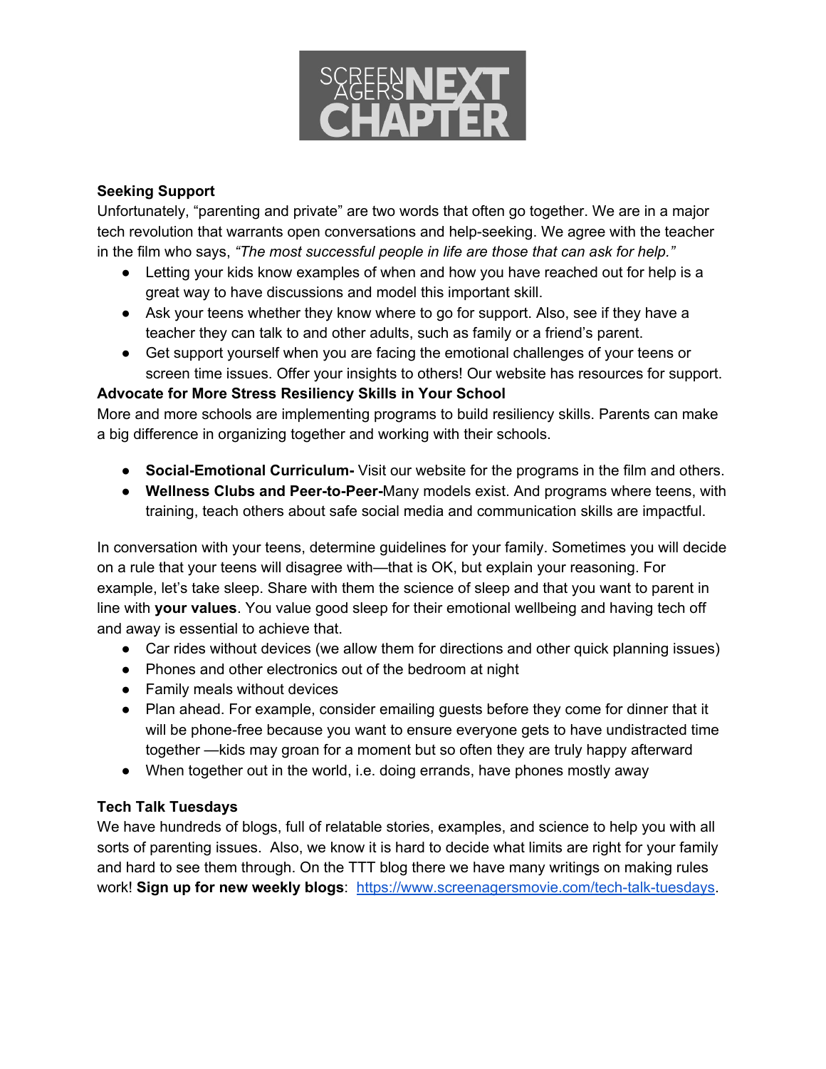**SCREENAGERS NEXT CHAPTER**

**Seeking Support**

Unfortunately, "parenting and private" are two words that often go together. We are in a major tech revolution that warrants open conversations and help-seeking. We agree with the teacher in the film who says, *"The most successful people in life are those that can ask for help."*

- Letting your kids know examples of when and how you have reached out for help is a great way to have discussions and model this important skill.
- Ask your teens whether they know where to go for support. Also, see if they have a teacher they can talk to and other adults, such as family or a friend's parent.
- Get support yourself when you are facing the emotional challenges of your teens or screen time issues. Offer your insights to others! Our website has resources for support.

**Advocate for More Stress Resiliency Skills in Your School**

More and more schools are implementing programs to build resiliency skills. Parents can make a big difference in organizing together and working with their schools.

- **Social-Emotional Curriculum-** Visit our website for the programs in the film and others.
- **Wellness Clubs and Peer-to-Peer-**Many models exist. And programs where teens, with training, teach others about safe social media and communication skills are impactful.

In conversation with your teens, determine guidelines for your family. Sometimes you will decide on a rule that your teens will disagree with—that is OK, but explain your reasoning. For example, let's take sleep. Share with them the science of sleep and that you want to parent in line with **your values**. You value good sleep for their emotional wellbeing and having tech off and away is essential to achieve that.

- Car rides without devices (we allow them for directions and other quick planning issues)
- Phones and other electronics out of the bedroom at night
- Family meals without devices
- Plan ahead. For example, consider emailing guests before they come for dinner that it will be phone-free because you want to ensure everyone gets to have undistracted time together —kids may groan for a moment but so often they are truly happy afterward
- When together out in the world, i.e. doing errands, have phones mostly away

**Tech Talk Tuesdays**

We have hundreds of blogs, full of relatable stories, examples, and science to help you with all sorts of parenting issues. Also, we know it is hard to decide what limits are right for your family and hard to see them through. On the TTT blog there we have many writings on making rules work! **Sign up for new weekly blogs**: [https://www.screenagersmovie.com/tech-talk-tuesdays](https://www.screenagersmovie.com/tech-talk-tuesdays).